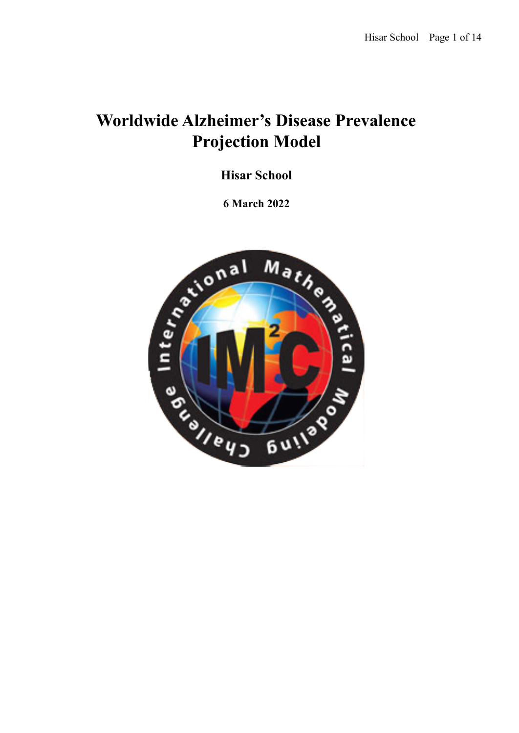# Worldwide Alzheimer's Disease Prevalence Projection Model

**Hisar School**

**6 March 2022**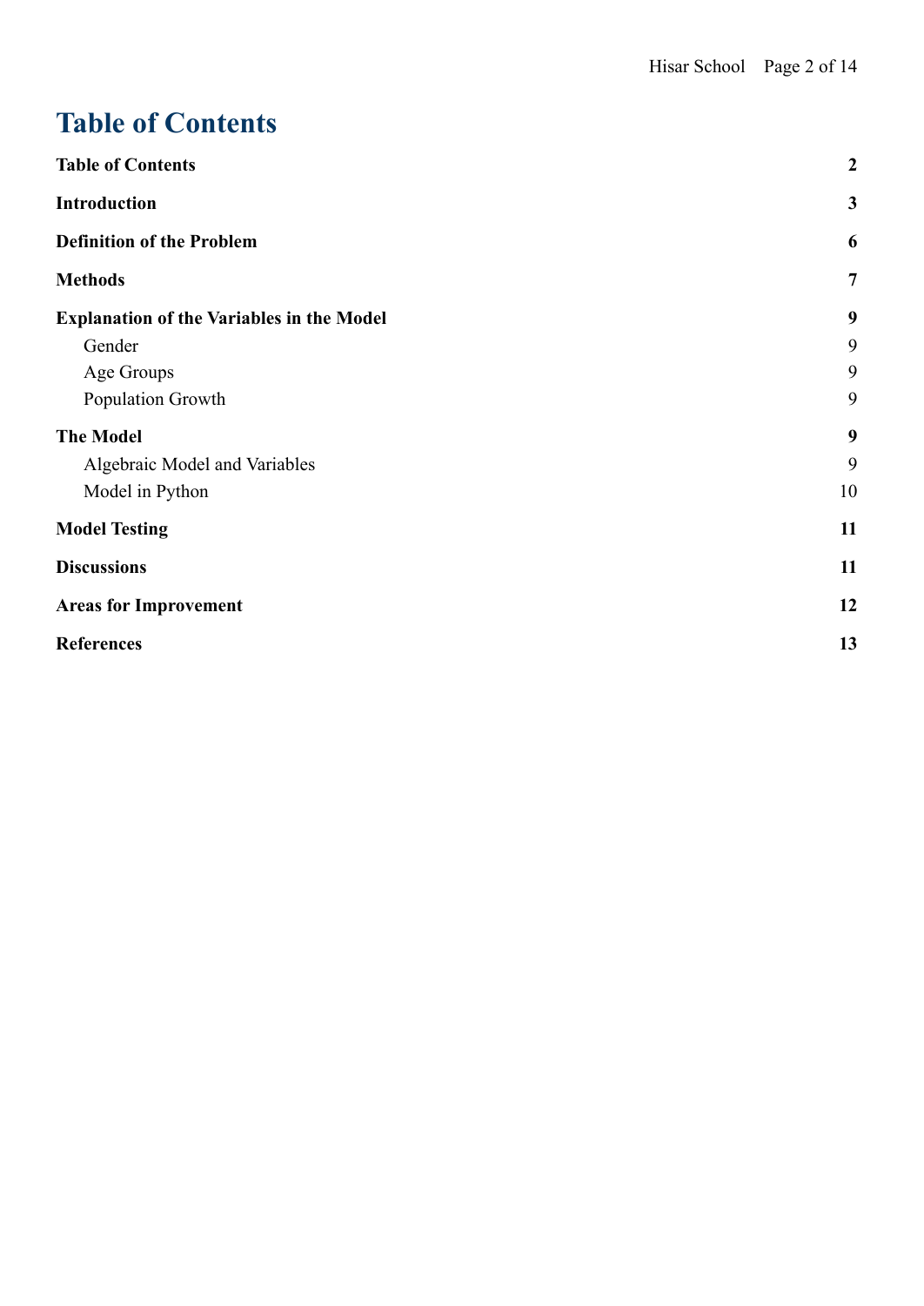# Table of Contents

| | |
|---|---|
| **Table of Contents** | **2** |
| **Introduction** | **3** |
| **Definition of the Problem** | **6** |
| **Methods** | **7** |
| **Explanation of the Variables in the Model** | **9** |
| Gender | 9 |
| Age Groups | 9 |
| Population Growth | 9 |
| **The Model** | **9** |
| Algebraic Model and Variables | 9 |
| Model in Python | 10 |
| **Model Testing** | **11** |
| **Discussions** | **11** |
| **Areas for Improvement** | **12** |
| **References** | **13** |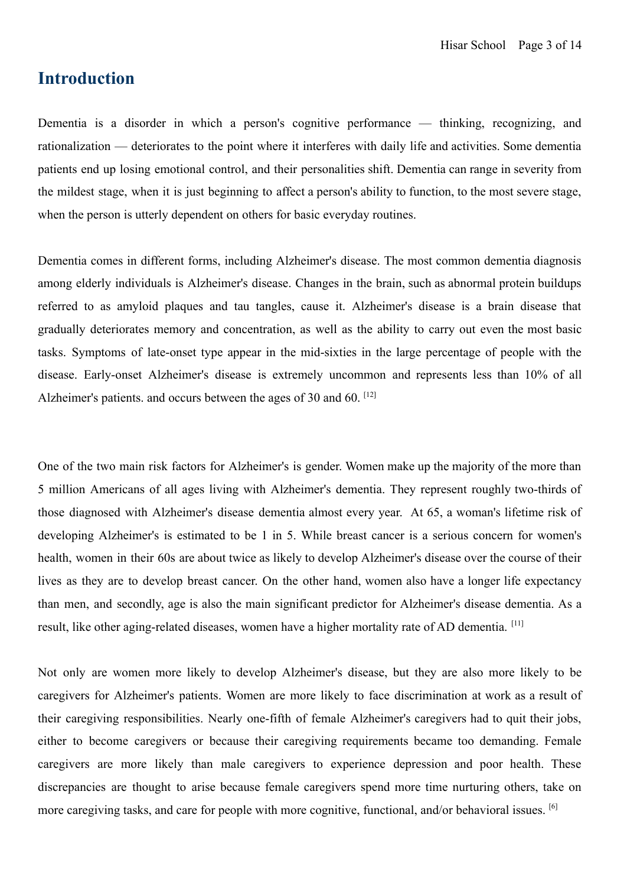## Introduction

Dementia is a disorder in which a person's cognitive performance — thinking, recognizing, and rationalization — deteriorates to the point where it interferes with daily life and activities. Some dementia patients end up losing emotional control, and their personalities shift. Dementia can range in severity from the mildest stage, when it is just beginning to affect a person's ability to function, to the most severe stage, when the person is utterly dependent on others for basic everyday routines.

Dementia comes in different forms, including Alzheimer's disease. The most common dementia diagnosis among elderly individuals is Alzheimer's disease. Changes in the brain, such as abnormal protein buildups referred to as amyloid plaques and tau tangles, cause it. Alzheimer's disease is a brain disease that gradually deteriorates memory and concentration, as well as the ability to carry out even the most basic tasks. Symptoms of late-onset type appear in the mid-sixties in the large percentage of people with the disease. Early-onset Alzheimer's disease is extremely uncommon and represents less than 10% of all Alzheimer's patients. and occurs between the ages of 30 and 60. [12]

One of the two main risk factors for Alzheimer's is gender. Women make up the majority of the more than 5 million Americans of all ages living with Alzheimer's dementia. They represent roughly two-thirds of those diagnosed with Alzheimer's disease dementia almost every year. At 65, a woman's lifetime risk of developing Alzheimer's is estimated to be 1 in 5. While breast cancer is a serious concern for women's health, women in their 60s are about twice as likely to develop Alzheimer's disease over the course of their lives as they are to develop breast cancer. On the other hand, women also have a longer life expectancy than men, and secondly, age is also the main significant predictor for Alzheimer's disease dementia. As a result, like other aging-related diseases, women have a higher mortality rate of AD dementia. [11]

Not only are women more likely to develop Alzheimer's disease, but they are also more likely to be caregivers for Alzheimer's patients. Women are more likely to face discrimination at work as a result of their caregiving responsibilities. Nearly one-fifth of female Alzheimer's caregivers had to quit their jobs, either to become caregivers or because their caregiving requirements became too demanding. Female caregivers are more likely than male caregivers to experience depression and poor health. These discrepancies are thought to arise because female caregivers spend more time nurturing others, take on more caregiving tasks, and care for people with more cognitive, functional, and/or behavioral issues. [6]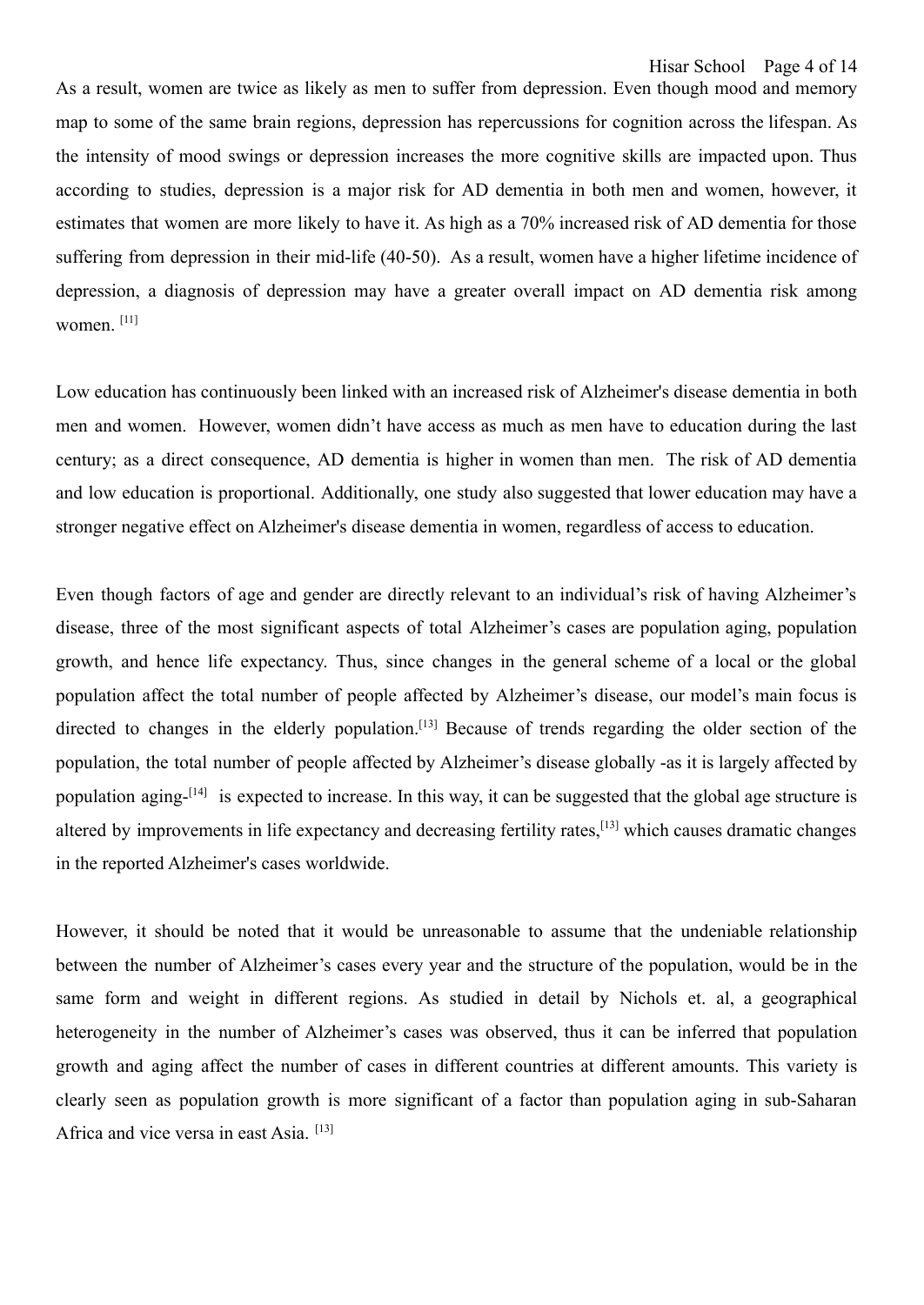As a result, women are twice as likely as men to suffer from depression. Even though mood and memory map to some of the same brain regions, depression has repercussions for cognition across the lifespan. As the intensity of mood swings or depression increases the more cognitive skills are impacted upon. Thus according to studies, depression is a major risk for AD dementia in both men and women, however, it estimates that women are more likely to have it. As high as a 70% increased risk of AD dementia for those suffering from depression in their mid-life (40-50). As a result, women have a higher lifetime incidence of depression, a diagnosis of depression may have a greater overall impact on AD dementia risk among women. [11]

Low education has continuously been linked with an increased risk of Alzheimer's disease dementia in both men and women. However, women didn't have access as much as men have to education during the last century; as a direct consequence, AD dementia is higher in women than men. The risk of AD dementia and low education is proportional. Additionally, one study also suggested that lower education may have a stronger negative effect on Alzheimer's disease dementia in women, regardless of access to education.

Even though factors of age and gender are directly relevant to an individual's risk of having Alzheimer's disease, three of the most significant aspects of total Alzheimer's cases are population aging, population growth, and hence life expectancy. Thus, since changes in the general scheme of a local or the global population affect the total number of people affected by Alzheimer's disease, our model's main focus is directed to changes in the elderly population.[13] Because of trends regarding the older section of the population, the total number of people affected by Alzheimer's disease globally -as it is largely affected by population aging-[14] is expected to increase. In this way, it can be suggested that the global age structure is altered by improvements in life expectancy and decreasing fertility rates,[13] which causes dramatic changes in the reported Alzheimer's cases worldwide.

However, it should be noted that it would be unreasonable to assume that the undeniable relationship between the number of Alzheimer's cases every year and the structure of the population, would be in the same form and weight in different regions. As studied in detail by Nichols et. al, a geographical heterogeneity in the number of Alzheimer's cases was observed, thus it can be inferred that population growth and aging affect the number of cases in different countries at different amounts. This variety is clearly seen as population growth is more significant of a factor than population aging in sub-Saharan Africa and vice versa in east Asia. [13]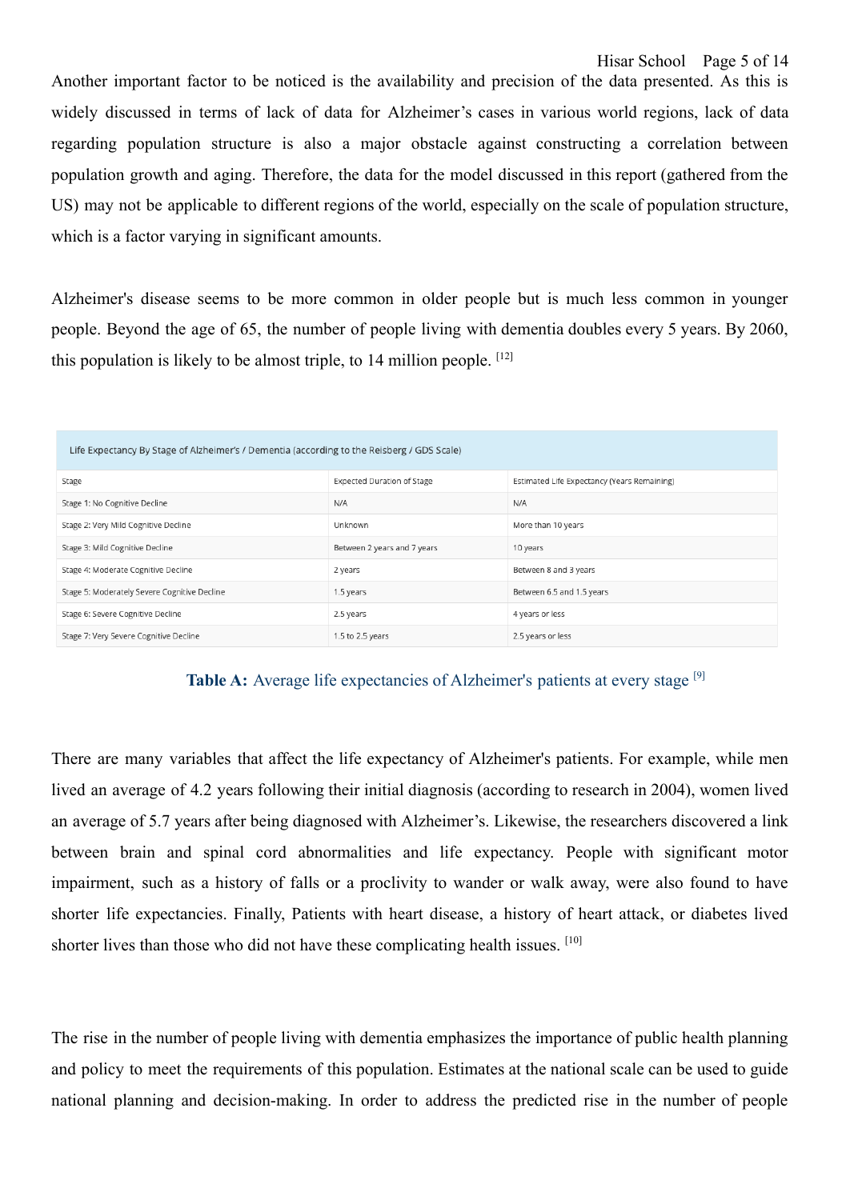Another important factor to be noticed is the availability and precision of the data presented. As this is widely discussed in terms of lack of data for Alzheimer's cases in various world regions, lack of data regarding population structure is also a major obstacle against constructing a correlation between population growth and aging. Therefore, the data for the model discussed in this report (gathered from the US) may not be applicable to different regions of the world, especially on the scale of population structure, which is a factor varying in significant amounts.

Alzheimer's disease seems to be more common in older people but is much less common in younger people. Beyond the age of 65, the number of people living with dementia doubles every 5 years. By 2060, this population is likely to be almost triple, to 14 million people. [12]

| Life Expectancy By Stage of Alzheimer's / Dementia (according to the Reisberg / GDS Scale) | | |
|---|---|---|
| Stage | Expected Duration of Stage | Estimated Life Expectancy (Years Remaining) |
| Stage 1: No Cognitive Decline | N/A | N/A |
| Stage 2: Very Mild Cognitive Decline | Unknown | More than 10 years |
| Stage 3: Mild Cognitive Decline | Between 2 years and 7 years | 10 years |
| Stage 4: Moderate Cognitive Decline | 2 years | Between 8 and 3 years |
| Stage 5: Moderately Severe Cognitive Decline | 1.5 years | Between 6.5 and 1.5 years |
| Stage 6: Severe Cognitive Decline | 2.5 years | 4 years or less |
| Stage 7: Very Severe Cognitive Decline | 1.5 to 2.5 years | 2.5 years or less |

**Table A:** Average life expectancies of Alzheimer's patients at every stage [9]

There are many variables that affect the life expectancy of Alzheimer's patients. For example, while men lived an average of 4.2 years following their initial diagnosis (according to research in 2004), women lived an average of 5.7 years after being diagnosed with Alzheimer's. Likewise, the researchers discovered a link between brain and spinal cord abnormalities and life expectancy. People with significant motor impairment, such as a history of falls or a proclivity to wander or walk away, were also found to have shorter life expectancies. Finally, Patients with heart disease, a history of heart attack, or diabetes lived shorter lives than those who did not have these complicating health issues. [10]

The rise in the number of people living with dementia emphasizes the importance of public health planning and policy to meet the requirements of this population. Estimates at the national scale can be used to guide national planning and decision-making. In order to address the predicted rise in the number of people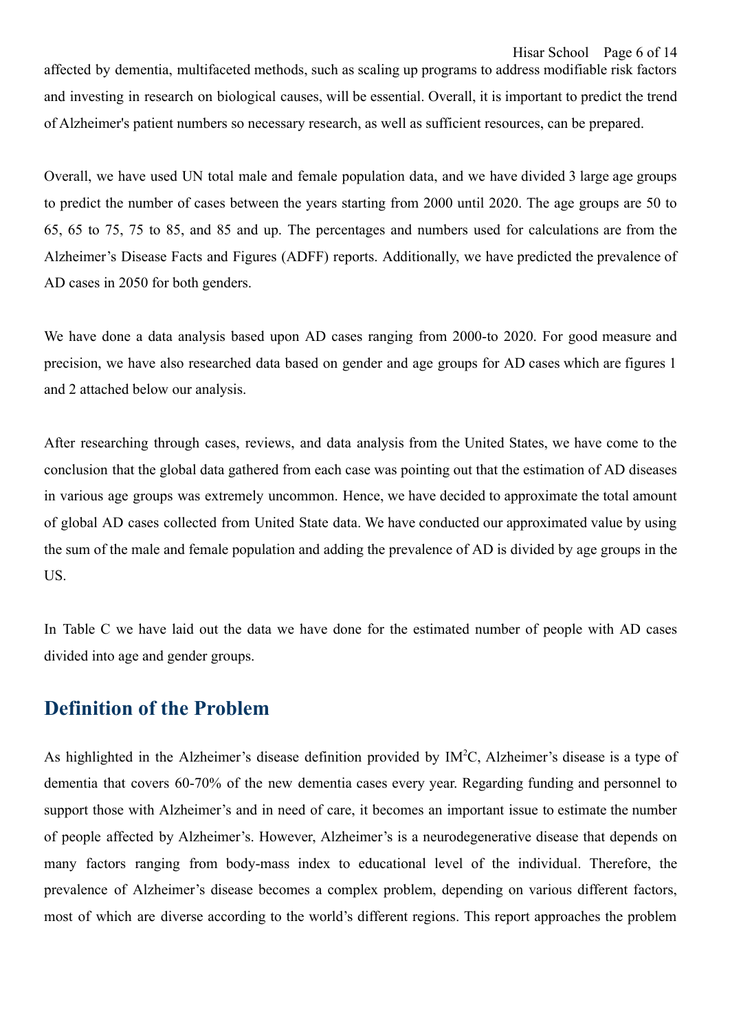affected by dementia, multifaceted methods, such as scaling up programs to address modifiable risk factors and investing in research on biological causes, will be essential. Overall, it is important to predict the trend of Alzheimer's patient numbers so necessary research, as well as sufficient resources, can be prepared.

Overall, we have used UN total male and female population data, and we have divided 3 large age groups to predict the number of cases between the years starting from 2000 until 2020. The age groups are 50 to 65, 65 to 75, 75 to 85, and 85 and up. The percentages and numbers used for calculations are from the Alzheimer's Disease Facts and Figures (ADFF) reports. Additionally, we have predicted the prevalence of AD cases in 2050 for both genders.

We have done a data analysis based upon AD cases ranging from 2000-to 2020. For good measure and precision, we have also researched data based on gender and age groups for AD cases which are figures 1 and 2 attached below our analysis.

After researching through cases, reviews, and data analysis from the United States, we have come to the conclusion that the global data gathered from each case was pointing out that the estimation of AD diseases in various age groups was extremely uncommon. Hence, we have decided to approximate the total amount of global AD cases collected from United State data. We have conducted our approximated value by using the sum of the male and female population and adding the prevalence of AD is divided by age groups in the US.

In Table C we have laid out the data we have done for the estimated number of people with AD cases divided into age and gender groups.

## Definition of the Problem

As highlighted in the Alzheimer's disease definition provided by IM$^2$C, Alzheimer's disease is a type of dementia that covers 60-70% of the new dementia cases every year. Regarding funding and personnel to support those with Alzheimer's and in need of care, it becomes an important issue to estimate the number of people affected by Alzheimer's. However, Alzheimer's is a neurodegenerative disease that depends on many factors ranging from body-mass index to educational level of the individual. Therefore, the prevalence of Alzheimer's disease becomes a complex problem, depending on various different factors, most of which are diverse according to the world's different regions. This report approaches the problem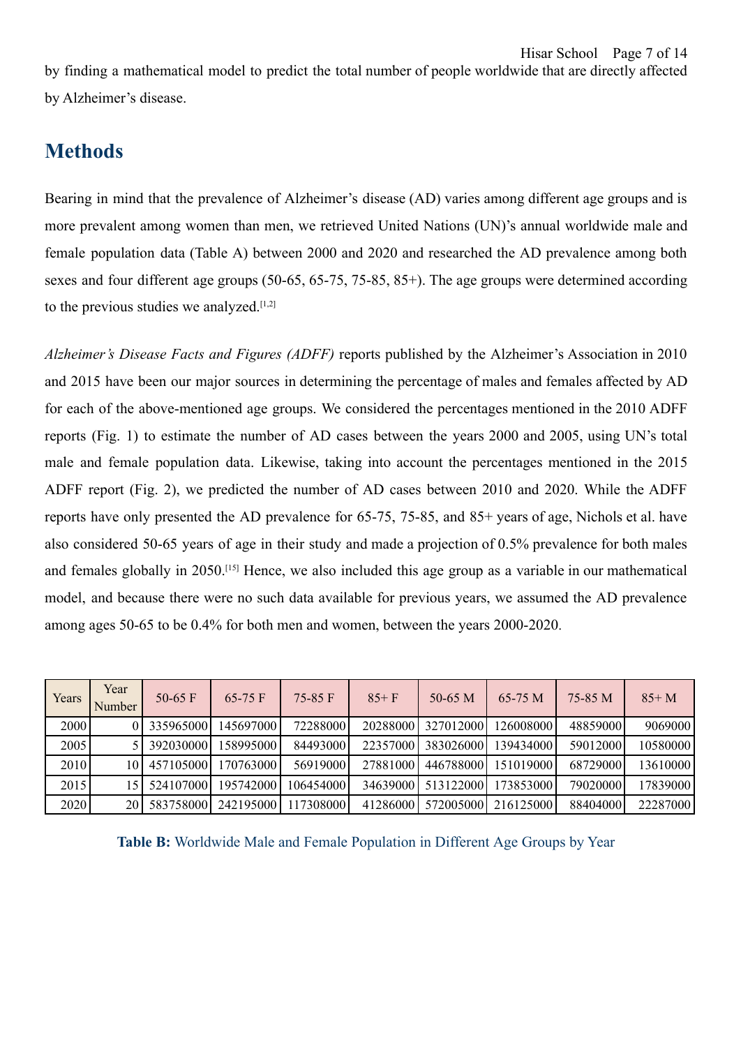by finding a mathematical model to predict the total number of people worldwide that are directly affected by Alzheimer's disease.

## Methods

Bearing in mind that the prevalence of Alzheimer's disease (AD) varies among different age groups and is more prevalent among women than men, we retrieved United Nations (UN)'s annual worldwide male and female population data (Table A) between 2000 and 2020 and researched the AD prevalence among both sexes and four different age groups (50-65, 65-75, 75-85, 85+). The age groups were determined according to the previous studies we analyzed.[1,2]

*Alzheimer's Disease Facts and Figures (ADFF)* reports published by the Alzheimer's Association in 2010 and 2015 have been our major sources in determining the percentage of males and females affected by AD for each of the above-mentioned age groups. We considered the percentages mentioned in the 2010 ADFF reports (Fig. 1) to estimate the number of AD cases between the years 2000 and 2005, using UN's total male and female population data. Likewise, taking into account the percentages mentioned in the 2015 ADFF report (Fig. 2), we predicted the number of AD cases between 2010 and 2020. While the ADFF reports have only presented the AD prevalence for 65-75, 75-85, and 85+ years of age, Nichols et al. have also considered 50-65 years of age in their study and made a projection of 0.5% prevalence for both males and females globally in 2050.[15] Hence, we also included this age group as a variable in our mathematical model, and because there were no such data available for previous years, we assumed the AD prevalence among ages 50-65 to be 0.4% for both men and women, between the years 2000-2020.

| Years | Year Number | 50-65 F | 65-75 F | 75-85 F | 85+ F | 50-65 M | 65-75 M | 75-85 M | 85+ M |
|---|---|---|---|---|---|---|---|---|---|
| 2000 | 0 | 335965000 | 145697000 | 72288000 | 20288000 | 327012000 | 126008000 | 48859000 | 9069000 |
| 2005 | 5 | 392030000 | 158995000 | 84493000 | 22357000 | 383026000 | 139434000 | 59012000 | 10580000 |
| 2010 | 10 | 457105000 | 170763000 | 56919000 | 27881000 | 446788000 | 151019000 | 68729000 | 13610000 |
| 2015 | 15 | 524107000 | 195742000 | 106454000 | 34639000 | 513122000 | 173853000 | 79020000 | 17839000 |
| 2020 | 20 | 583758000 | 242195000 | 117308000 | 41286000 | 572005000 | 216125000 | 88404000 | 22287000 |

**Table B:** Worldwide Male and Female Population in Different Age Groups by Year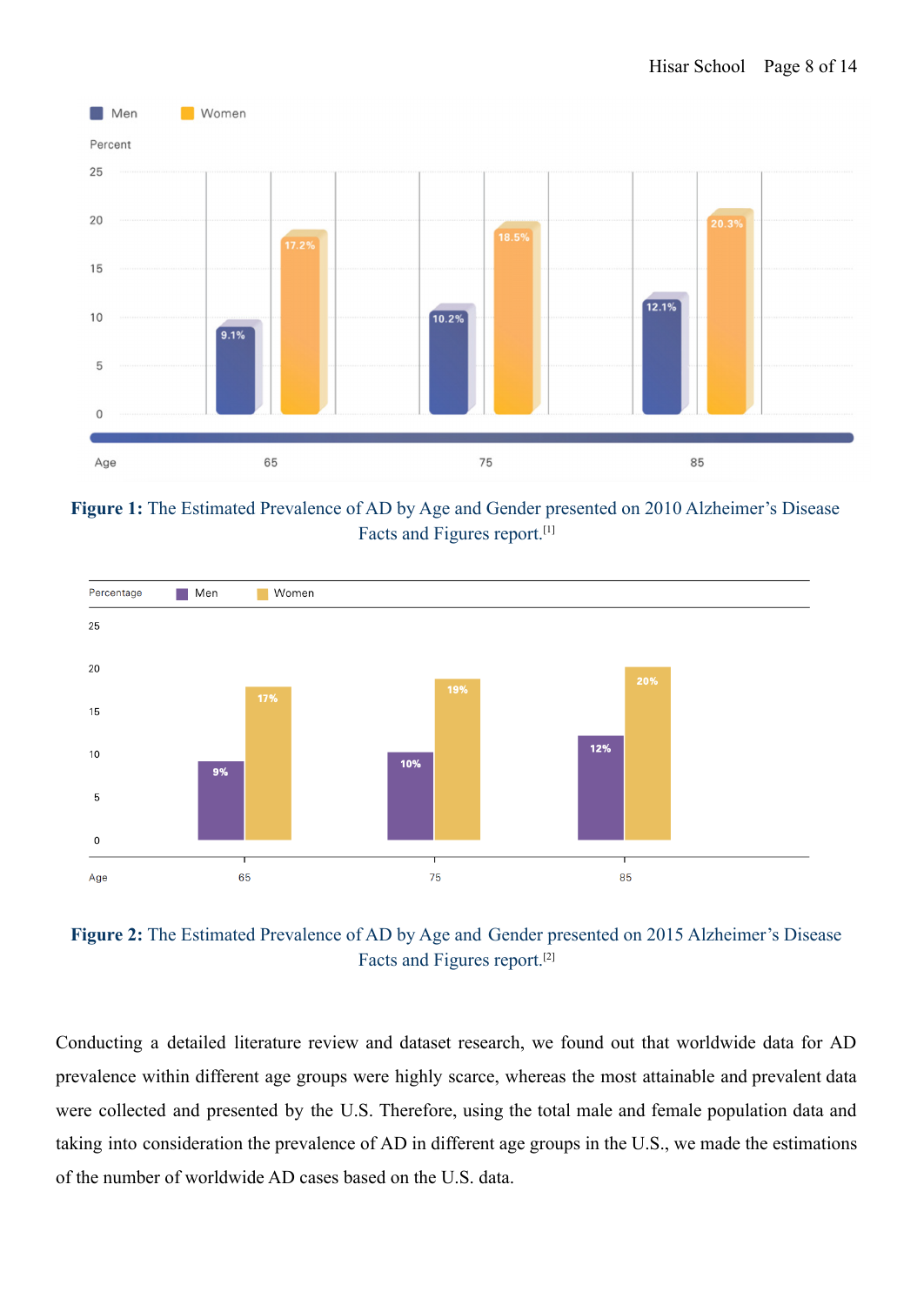**Figure 1:** The Estimated Prevalence of AD by Age and Gender presented on 2010 Alzheimer's Disease Facts and Figures report.[1]

**Figure 2:** The Estimated Prevalence of AD by Age and Gender presented on 2015 Alzheimer's Disease Facts and Figures report.[2]

Conducting a detailed literature review and dataset research, we found out that worldwide data for AD prevalence within different age groups were highly scarce, whereas the most attainable and prevalent data were collected and presented by the U.S. Therefore, using the total male and female population data and taking into consideration the prevalence of AD in different age groups in the U.S., we made the estimations of the number of worldwide AD cases based on the U.S. data.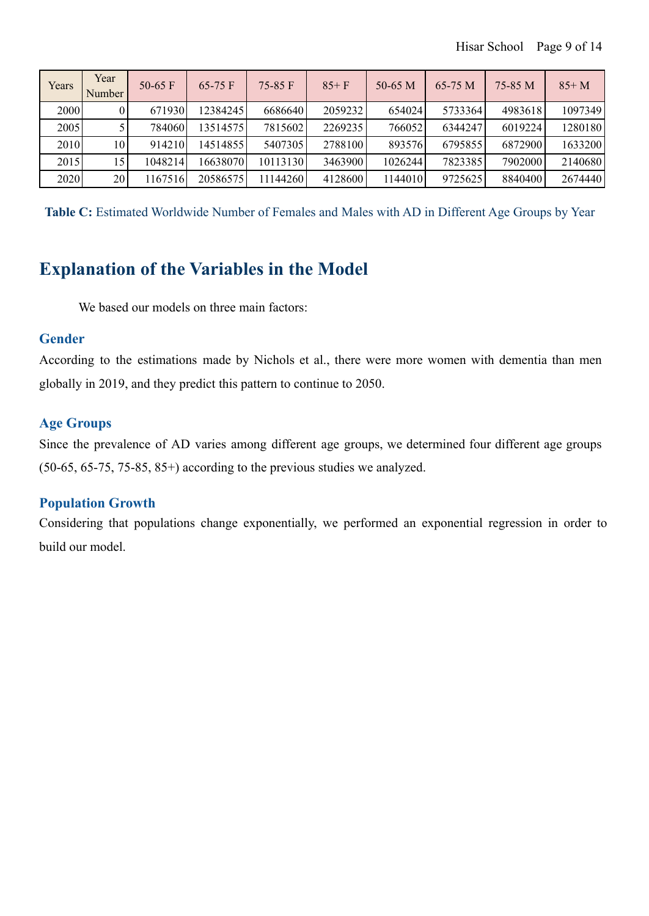| Years | Year Number | 50-65 F | 65-75 F | 75-85 F | 85+ F | 50-65 M | 65-75 M | 75-85 M | 85+ M |
|---|---|---|---|---|---|---|---|---|---|
| 2000 | 0 | 671930 | 12384245 | 6686640 | 2059232 | 654024 | 5733364 | 4983618 | 1097349 |
| 2005 | 5 | 784060 | 13514575 | 7815602 | 2269235 | 766052 | 6344247 | 6019224 | 1280180 |
| 2010 | 10 | 914210 | 14514855 | 5407305 | 2788100 | 893576 | 6795855 | 6872900 | 1633200 |
| 2015 | 15 | 1048214 | 16638070 | 10113130 | 3463900 | 1026244 | 7823385 | 7902000 | 2140680 |
| 2020 | 20 | 1167516 | 20586575 | 11144260 | 4128600 | 1144010 | 9725625 | 8840400 | 2674440 |

**Table C:** Estimated Worldwide Number of Females and Males with AD in Different Age Groups by Year

## Explanation of the Variables in the Model

We based our models on three main factors:

### Gender

According to the estimations made by Nichols et al., there were more women with dementia than men globally in 2019, and they predict this pattern to continue to 2050.

### Age Groups

Since the prevalence of AD varies among different age groups, we determined four different age groups (50-65, 65-75, 75-85, 85+) according to the previous studies we analyzed.

### Population Growth

Considering that populations change exponentially, we performed an exponential regression in order to build our model.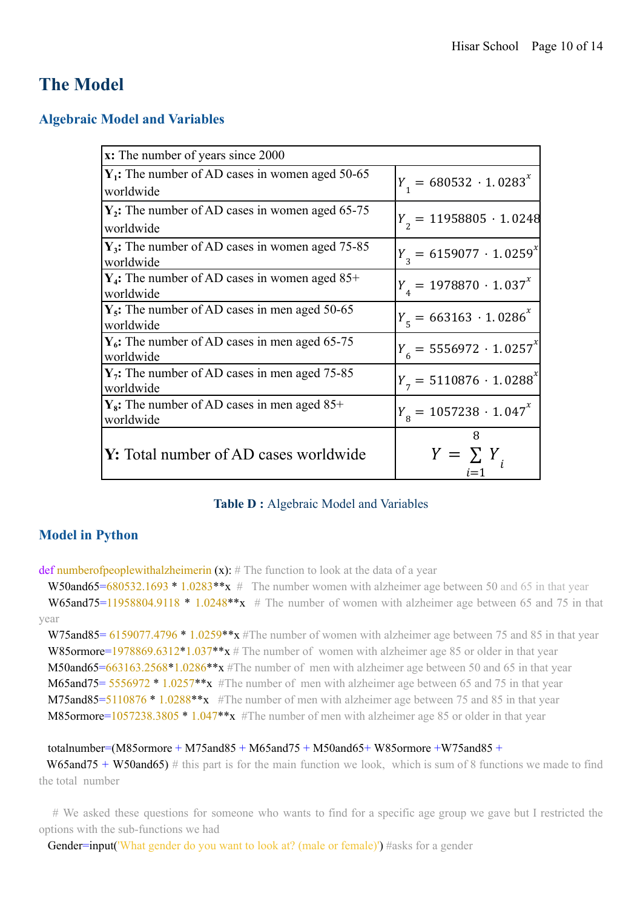# The Model

## Algebraic Model and Variables

| **x:** The number of years since 2000 | |
|---|---|
| **$Y_1$:** The number of AD cases in women aged 50-65 worldwide | $Y_1 = 680532 \cdot 1.0283^x$ |
| **$Y_2$:** The number of AD cases in women aged 65-75 worldwide | $Y_2 = 11958805 \cdot 1.0248$ |
| **$Y_3$:** The number of AD cases in women aged 75-85 worldwide | $Y_3 = 6159077 \cdot 1.0259^x$ |
| **$Y_4$:** The number of AD cases in women aged 85+ worldwide | $Y_4 = 1978870 \cdot 1.037^x$ |
| **$Y_5$:** The number of AD cases in men aged 50-65 worldwide | $Y_5 = 663163 \cdot 1.0286^x$ |
| **$Y_6$:** The number of AD cases in men aged 65-75 worldwide | $Y_6 = 5556972 \cdot 1.0257^x$ |
| **$Y_7$:** The number of AD cases in men aged 75-85 worldwide | $Y_7 = 5110876 \cdot 1.0288^x$ |
| **$Y_8$:** The number of AD cases in men aged 85+ worldwide | $Y_8 = 1057238 \cdot 1.047^x$ |
| **Y:** Total number of AD cases worldwide | $Y = \sum_{i=1}^{8} Y_i$ |

**Table D :** Algebraic Model and Variables

## Model in Python

```
def numberofpeoplewithalzheimerin (x): # The function to look at the data of a year
  W50and65=680532.1693 * 1.0283**x #   The number women with alzheimer age between 50 and 65 in that year
  W65and75=11958804.9118  * 1.0248**x   # The number of women with alzheimer age between 65 and 75 in that year
  W75and85= 6159077.4796 * 1.0259**x #The number of women with alzheimer age between 75 and 85 in that year
  W85ormore=1978869.6312*1.037**x # The number of  women with alzheimer age 85 or older in that year
  M50and65=663163.2568*1.0286**x #The number of  men with alzheimer age between 50 and 65 in that year
  M65and75= 5556972 * 1.0257**x  #The number of  men with alzheimer age between 65 and 75 in that year
  M75and85=5110876 * 1.0288**x   #The number of men with alzheimer age between 75 and 85 in that year
  M85ormore=1057238.3805 * 1.047**x  #The number of men with alzheimer age 85 or older in that year

  totalnumber=(M85ormore + M75and85 + M65and75 + M50and65+ W85ormore +W75and85 +
 W65and75 + W50and65) # this part is for the main function we look,  which is sum of 8 functions we made to find the total  number

   # We asked these questions for someone who wants to find for a specific age group we gave but I restricted the options with the sub-functions we had
  Gender=input('What gender do you want to look at? (male or female)') #asks for a gender
```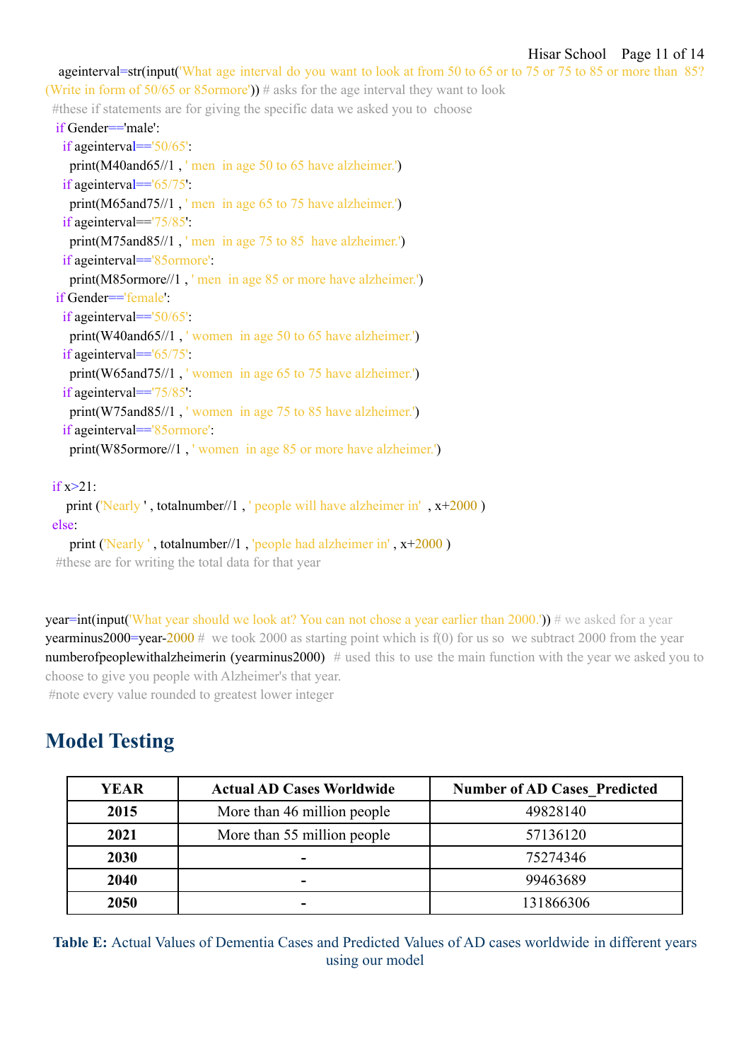```
  ageinterval=str(input('What age interval do you want to look at from 50 to 65 or to 75 or 75 to 85 or more than  85?(Write in form of 50/65 or 85ormore')) # asks for the age interval they want to look
  #these if statements are for giving the specific data we asked you to  choose
  if Gender=='male':
    if ageinterval=='50/65':
      print(M40and65//1 , ' men  in age 50 to 65 have alzheimer.')
    if ageinterval=='65/75':
      print(M65and75//1 , ' men  in age 65 to 75 have alzheimer.')
    if ageinterval=='75/85':
      print(M75and85//1 , ' men  in age 75 to 85  have alzheimer.')
    if ageinterval=='85ormore':
      print(M85ormore//1 , ' men  in age 85 or more have alzheimer.')
  if Gender=='female':
    if ageinterval=='50/65':
      print(W40and65//1 , ' women  in age 50 to 65 have alzheimer.')
    if ageinterval=='65/75':
      print(W65and75//1 , ' women  in age 65 to 75 have alzheimer.')
    if ageinterval=='75/85':
      print(W75and85//1 , ' women  in age 75 to 85 have alzheimer.')
    if ageinterval=='85ormore':
      print(W85ormore//1 , ' women  in age 85 or more have alzheimer.')

  if x>21:
     print ('Nearly ' , totalnumber//1 , ' people will have alzheimer in'  , x+2000 )
  else:
      print ('Nearly ' , totalnumber//1 , 'people had alzheimer in' , x+2000 )
  #these are for writing the total data for that year


year=int(input('What year should we look at? You can not chose a year earlier than 2000.')) # we asked for a year
yearminus2000=year-2000 #  we took 2000 as starting point which is f(0) for us so  we subtract 2000 from the year
numberofpeoplewithalzheimerin (yearminus2000)  # used this to use the main function with the year we asked you to choose to give you people with Alzheimer's that year.
 #note every value rounded to greatest lower integer
```

## Model Testing

| YEAR | Actual AD Cases Worldwide | Number of AD Cases_Predicted |
|---|---|---|
| **2015** | More than 46 million people | 49828140 |
| **2021** | More than 55 million people | 57136120 |
| **2030** | - | 75274346 |
| **2040** | - | 99463689 |
| **2050** | - | 131866306 |

**Table E:** Actual Values of Dementia Cases and Predicted Values of AD cases worldwide in different years using our model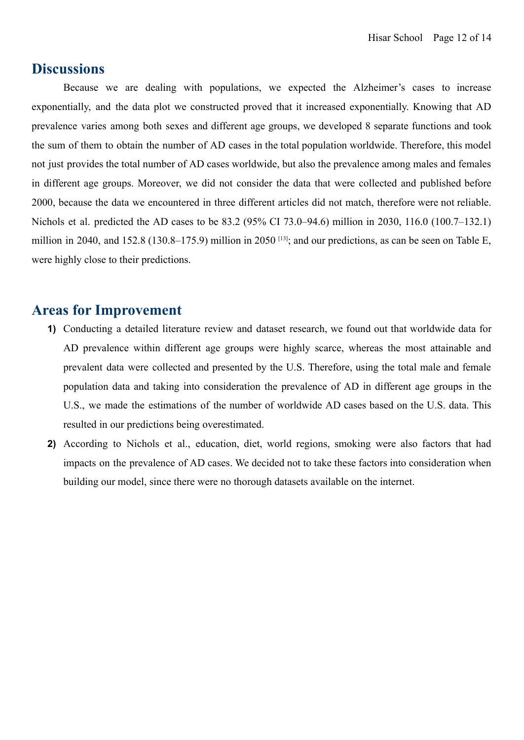## Discussions

Because we are dealing with populations, we expected the Alzheimer's cases to increase exponentially, and the data plot we constructed proved that it increased exponentially. Knowing that AD prevalence varies among both sexes and different age groups, we developed 8 separate functions and took the sum of them to obtain the number of AD cases in the total population worldwide. Therefore, this model not just provides the total number of AD cases worldwide, but also the prevalence among males and females in different age groups. Moreover, we did not consider the data that were collected and published before 2000, because the data we encountered in three different articles did not match, therefore were not reliable. Nichols et al. predicted the AD cases to be 83.2 (95% CI 73.0–94.6) million in 2030, 116.0 (100.7–132.1) million in 2040, and 152.8 (130.8–175.9) million in 2050 [13]; and our predictions, as can be seen on Table E, were highly close to their predictions.

## Areas for Improvement

1) Conducting a detailed literature review and dataset research, we found out that worldwide data for AD prevalence within different age groups were highly scarce, whereas the most attainable and prevalent data were collected and presented by the U.S. Therefore, using the total male and female population data and taking into consideration the prevalence of AD in different age groups in the U.S., we made the estimations of the number of worldwide AD cases based on the U.S. data. This resulted in our predictions being overestimated.
2) According to Nichols et al., education, diet, world regions, smoking were also factors that had impacts on the prevalence of AD cases. We decided not to take these factors into consideration when building our model, since there were no thorough datasets available on the internet.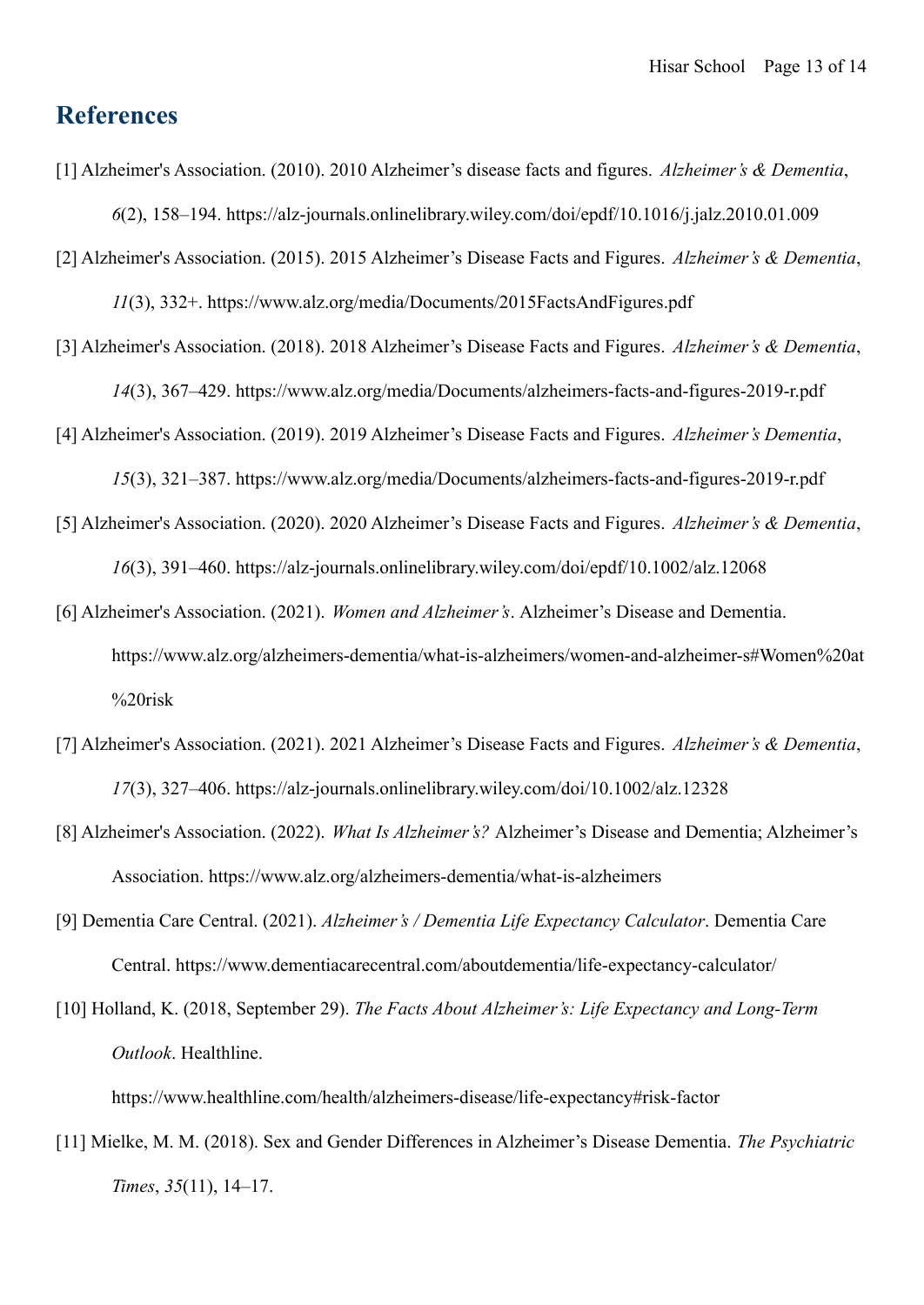## References

[1] Alzheimer's Association. (2010). 2010 Alzheimer's disease facts and figures. *Alzheimer's & Dementia*, *6*(2), 158–194. https://alz-journals.onlinelibrary.wiley.com/doi/epdf/10.1016/j.jalz.2010.01.009

[2] Alzheimer's Association. (2015). 2015 Alzheimer's Disease Facts and Figures. *Alzheimer's & Dementia*, *11*(3), 332+. https://www.alz.org/media/Documents/2015FactsAndFigures.pdf

[3] Alzheimer's Association. (2018). 2018 Alzheimer's Disease Facts and Figures. *Alzheimer's & Dementia*, *14*(3), 367–429. https://www.alz.org/media/Documents/alzheimers-facts-and-figures-2019-r.pdf

[4] Alzheimer's Association. (2019). 2019 Alzheimer's Disease Facts and Figures. *Alzheimer's Dementia*, *15*(3), 321–387. https://www.alz.org/media/Documents/alzheimers-facts-and-figures-2019-r.pdf

[5] Alzheimer's Association. (2020). 2020 Alzheimer's Disease Facts and Figures. *Alzheimer's & Dementia*, *16*(3), 391–460. https://alz-journals.onlinelibrary.wiley.com/doi/epdf/10.1002/alz.12068

[6] Alzheimer's Association. (2021). *Women and Alzheimer's*. Alzheimer's Disease and Dementia. https://www.alz.org/alzheimers-dementia/what-is-alzheimers/women-and-alzheimer-s#Women%20at%20risk

[7] Alzheimer's Association. (2021). 2021 Alzheimer's Disease Facts and Figures. *Alzheimer's & Dementia*, *17*(3), 327–406. https://alz-journals.onlinelibrary.wiley.com/doi/10.1002/alz.12328

[8] Alzheimer's Association. (2022). *What Is Alzheimer's?* Alzheimer's Disease and Dementia; Alzheimer's Association. https://www.alz.org/alzheimers-dementia/what-is-alzheimers

[9] Dementia Care Central. (2021). *Alzheimer's / Dementia Life Expectancy Calculator*. Dementia Care Central. https://www.dementiacarecentral.com/aboutdementia/life-expectancy-calculator/

[10] Holland, K. (2018, September 29). *The Facts About Alzheimer's: Life Expectancy and Long-Term Outlook*. Healthline. https://www.healthline.com/health/alzheimers-disease/life-expectancy#risk-factor

[11] Mielke, M. M. (2018). Sex and Gender Differences in Alzheimer's Disease Dementia. *The Psychiatric Times*, *35*(11), 14–17.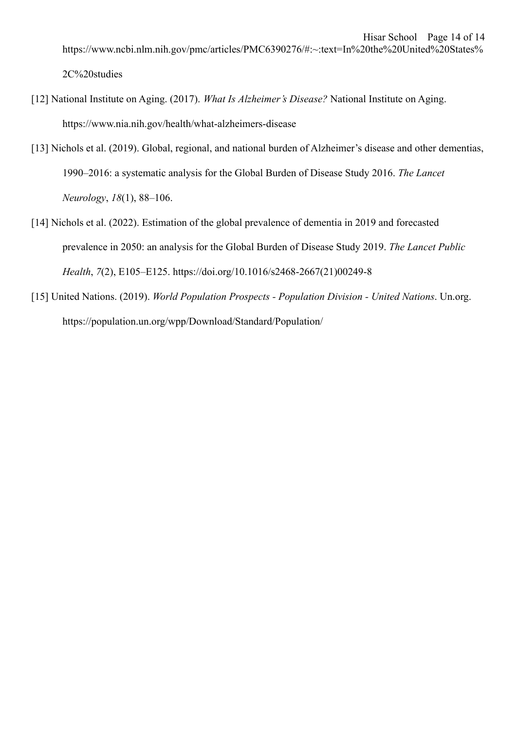https://www.ncbi.nlm.nih.gov/pmc/articles/PMC6390276/#:~:text=In%20the%20United%20States%2C%20studies

[12] National Institute on Aging. (2017). *What Is Alzheimer's Disease?* National Institute on Aging. https://www.nia.nih.gov/health/what-alzheimers-disease

[13] Nichols et al. (2019). Global, regional, and national burden of Alzheimer's disease and other dementias, 1990–2016: a systematic analysis for the Global Burden of Disease Study 2016. *The Lancet Neurology*, *18*(1), 88–106.

[14] Nichols et al. (2022). Estimation of the global prevalence of dementia in 2019 and forecasted prevalence in 2050: an analysis for the Global Burden of Disease Study 2019. *The Lancet Public Health*, *7*(2), E105–E125. https://doi.org/10.1016/s2468-2667(21)00249-8

[15] United Nations. (2019). *World Population Prospects - Population Division - United Nations*. Un.org. https://population.un.org/wpp/Download/Standard/Population/